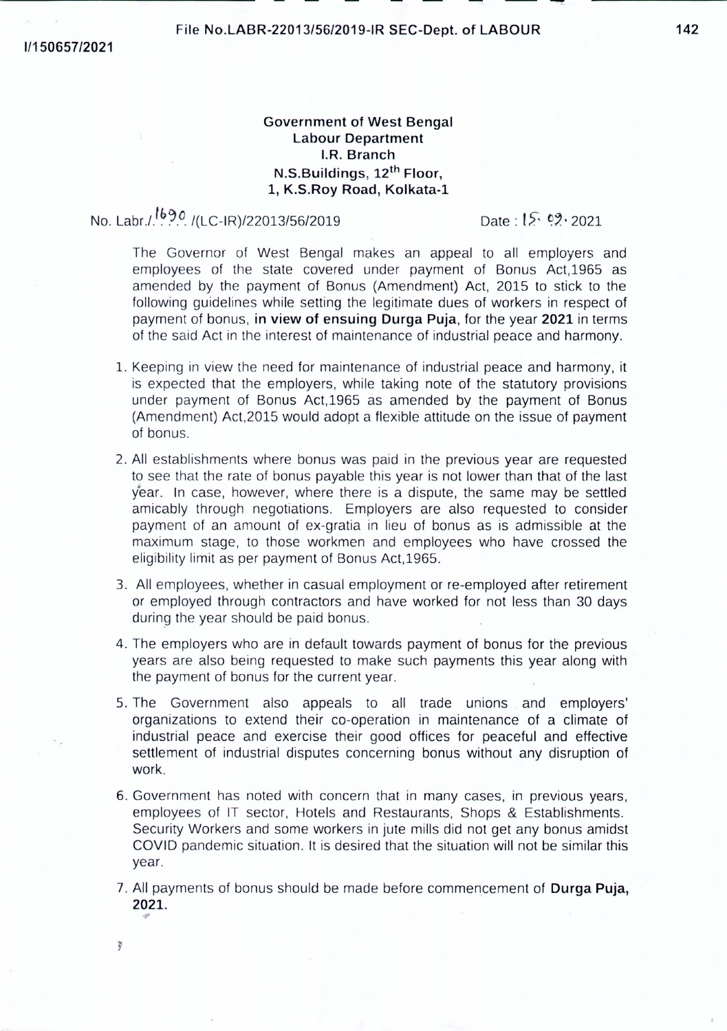**Government of West Bengal**
**Labour Department**
**I.R. Branch**
**N.S.Buildings, 12th Floor,**
**1, K.S.Roy Road, Kolkata-1**

No. Labr./1690/(LC-IR)/22013/56/2019 Date : 15.09.2021

The Governor of West Bengal makes an appeal to all employers and employees of the state covered under payment of Bonus Act,1965 as amended by the payment of Bonus (Amendment) Act, 2015 to stick to the following guidelines while setting the legitimate dues of workers in respect of payment of bonus, **in view of ensuing Durga Puja**, for the year **2021** in terms of the said Act in the interest of maintenance of industrial peace and harmony.

1. Keeping in view the need for maintenance of industrial peace and harmony, it is expected that the employers, while taking note of the statutory provisions under payment of Bonus Act,1965 as amended by the payment of Bonus (Amendment) Act,2015 would adopt a flexible attitude on the issue of payment of bonus.
2. All establishments where bonus was paid in the previous year are requested to see that the rate of bonus payable this year is not lower than that of the last year. In case, however, where there is a dispute, the same may be settled amicably through negotiations. Employers are also requested to consider payment of an amount of ex-gratia in lieu of bonus as is admissible at the maximum stage, to those workmen and employees who have crossed the eligibility limit as per payment of Bonus Act,1965.
3. All employees, whether in casual employment or re-employed after retirement or employed through contractors and have worked for not less than 30 days during the year should be paid bonus.
4. The employers who are in default towards payment of bonus for the previous years are also being requested to make such payments this year along with the payment of bonus for the current year.
5. The Government also appeals to all trade unions and employers' organizations to extend their co-operation in maintenance of a climate of industrial peace and exercise their good offices for peaceful and effective settlement of industrial disputes concerning bonus without any disruption of work.
6. Government has noted with concern that in many cases, in previous years, employees of IT sector, Hotels and Restaurants, Shops & Establishments. Security Workers and some workers in jute mills did not get any bonus amidst COVID pandemic situation. It is desired that the situation will not be similar this year.
7. All payments of bonus should be made before commencement of **Durga Puja, 2021.**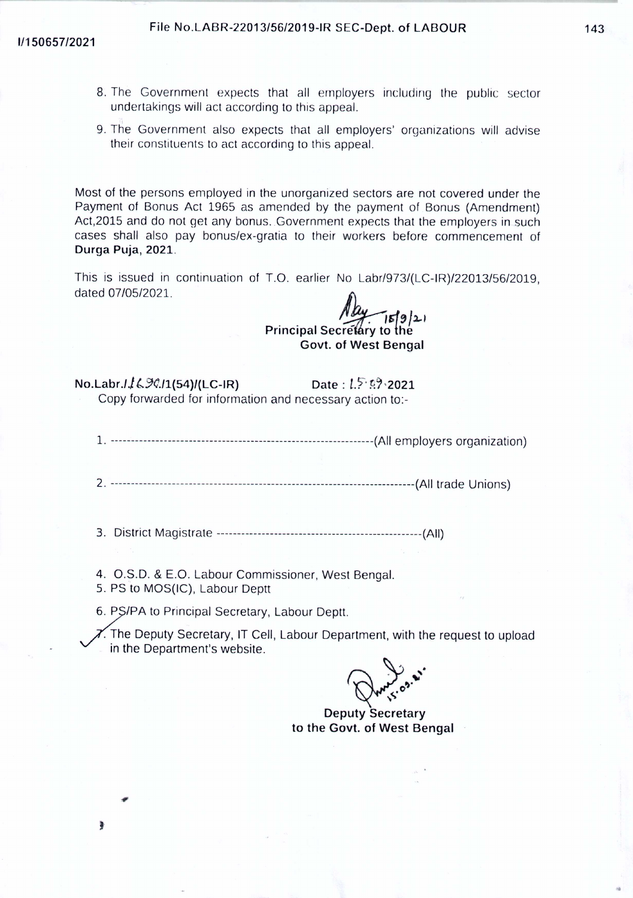8. The Government expects that all employers including the public sector undertakings will act according to this appeal.
9. The Government also expects that all employers' organizations will advise their constituents to act according to this appeal.

Most of the persons employed in the unorganized sectors are not covered under the Payment of Bonus Act 1965 as amended by the payment of Bonus (Amendment) Act,2015 and do not get any bonus. Government expects that the employers in such cases shall also pay bonus/ex-gratia to their workers before commencement of **Durga Puja, 2021**.

This is issued in continuation of T.O. earlier No Labr/973/(LC-IR)/22013/56/2019, dated 07/05/2021.

15/9/21

**Principal Secretary to the**
**Govt. of West Bengal**

**No.Labr./1690/1(54)/(LC-IR)** **Date : 15.09.2021**

Copy forwarded for information and necessary action to:-

1. ------------------------------------------------------------(All employers organization)
2. ------------------------------------------------------------------------(All trade Unions)
3. District Magistrate ------------------------------------------------(All)
4. O.S.D. & E.O. Labour Commissioner, West Bengal.
5. PS to MOS(IC), Labour Deptt
6. PS/PA to Principal Secretary, Labour Deptt.
7. The Deputy Secretary, IT Cell, Labour Department, with the request to upload in the Department's website.

15.09.21

**Deputy Secretary**
**to the Govt. of West Bengal**